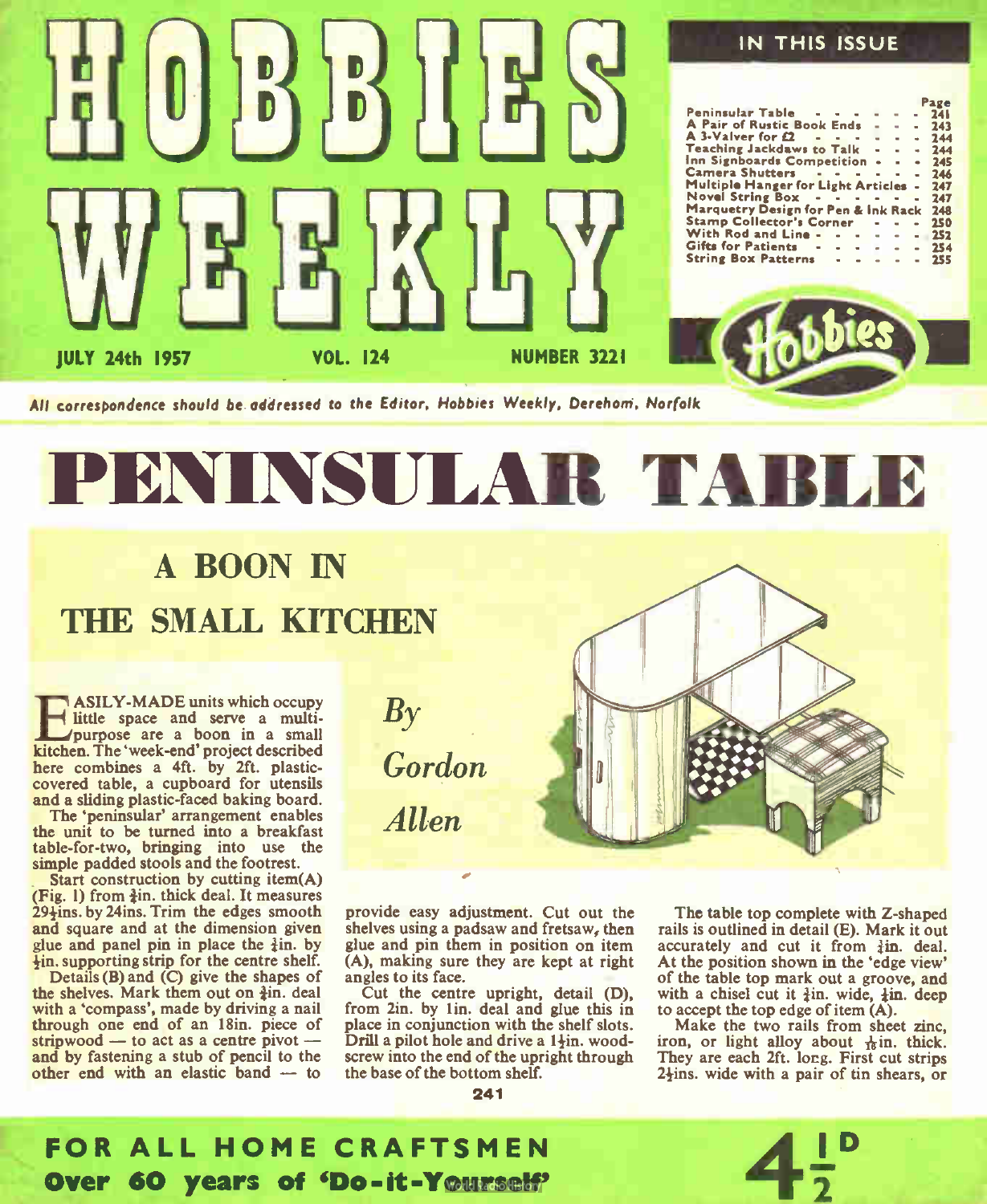# HOBBIES WEEKLY

JULY 24th 1957 — VOL. 124 — NUMBER 3221

## IN THIS ISSUE

| | Page |
|---|---|
| Peninsular Table | 241 |
| A Pair of Rustic Book Ends | 243 |
| A 3-Valver for £2 | 244 |
| Teaching Jackdaws to Talk | 244 |
| Inn Signboards Competition | 245 |
| Camera Shutters | 246 |
| Multiple Hanger for Light Articles | 247 |
| Novel String Box | 247 |
| Marquetry Design for Pen & Ink Rack | 248 |
| Stamp Collector's Corner | 250 |
| With Rod and Line | 252 |
| Gifts for Patients | 254 |
| String Box Patterns | 255 |

*All correspondence should be addressed to the Editor, Hobbies Weekly, Dereham, Norfolk*

# PENINSULAR TABLE

## A BOON IN THE SMALL KITCHEN

*By Gordon Allen*

EASILY-MADE units which occupy little space and serve a multi-purpose are a boon in a small kitchen. The 'week-end' project described here combines a 4ft. by 2ft. plastic-covered table, a cupboard for utensils and a sliding plastic-faced baking board.

The 'peninsular' arrangement enables the unit to be turned into a breakfast table-for-two, bringing into use the simple padded stools and the footrest.

Start construction by cutting item(A) (Fig. 1) from ¾in. thick deal. It measures 29½ins. by 24ins. Trim the edges smooth and square and at the dimension given glue and panel pin in place the ½in. by ½in. supporting strip for the centre shelf.

Details (B) and (C) give the shapes of the shelves. Mark them out on ¾in. deal with a 'compass', made by driving a nail through one end of an 18in. piece of stripwood — to act as a centre pivot — and by fastening a stub of pencil to the other end with an elastic band — to provide easy adjustment. Cut out the shelves using a padsaw and fretsaw, then glue and pin them in position on item (A), making sure they are kept at right angles to its face.

Cut the centre upright, detail (D), from 2in. by 1in. deal and glue this in place in conjunction with the shelf slots. Drill a pilot hole and drive a 1½in. wood-screw into the end of the upright through the base of the bottom shelf.

The table top complete with Z-shaped rails is outlined in detail (E). Mark it out accurately and cut it from ¾in. deal. At the position shown in the 'edge view' of the table top mark out a groove, and with a chisel cut it ¾in. wide, ¼in. deep to accept the top edge of item (A).

Make the two rails from sheet zinc, iron, or light alloy about $\frac{1}{16}$in. thick. They are each 2ft. long. First cut strips 2½ins. wide with a pair of tin shears, or

**FOR ALL HOME CRAFTSMEN**

**Over 60 years of 'Do-it-Yourself'**

4½D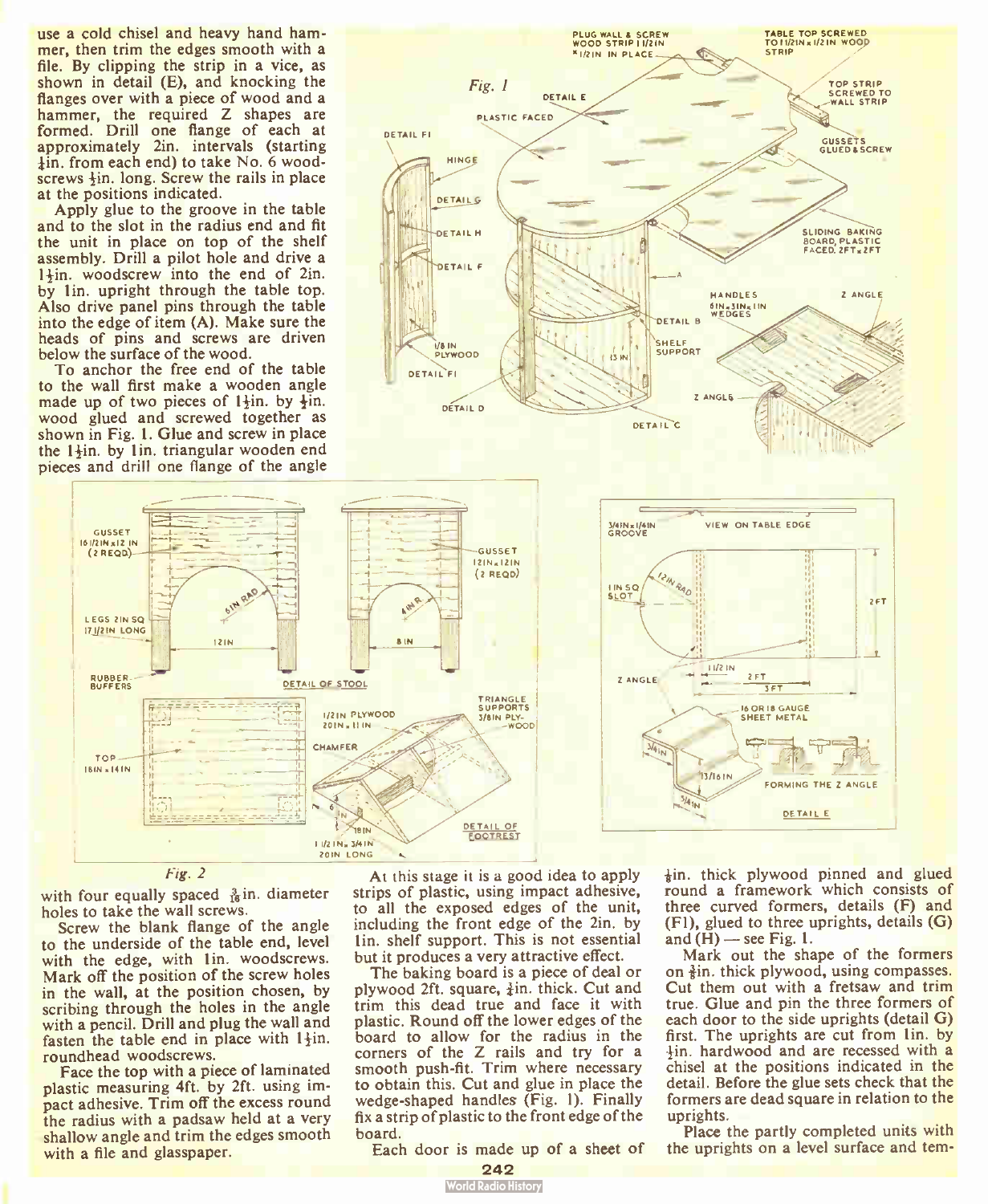use a cold chisel and heavy hand hammer, then trim the edges smooth with a file. By clipping the strip in a vice, as shown in detail (E), and knocking the flanges over with a piece of wood and a hammer, the required Z shapes are formed. Drill one flange of each at approximately 2in. intervals (starting ½in. from each end) to take No. 6 woodscrews ½in. long. Screw the rails in place at the positions indicated.

Apply glue to the groove in the table and to the slot in the radius end and fit the unit in place on top of the shelf assembly. Drill a pilot hole and drive a 1½in. woodscrew into the end of 2in. by 1in. upright through the table top. Also drive panel pins through the table into the edge of item (A). Make sure the heads of pins and screws are driven below the surface of the wood.

To anchor the free end of the table to the wall first make a wooden angle made up of two pieces of 1½in. by ½in. wood glued and screwed together as shown in Fig. 1. Glue and screw in place the 1½in. by 1in. triangular wooden end pieces and drill one flange of the angle with four equally spaced $\frac{3}{16}$in. diameter holes to take the wall screws.

Screw the blank flange of the angle to the underside of the table end, level with the edge, with 1in. woodscrews. Mark off the position of the screw holes in the wall, at the position chosen, by scribing through the holes in the angle with a pencil. Drill and plug the wall and fasten the table end in place with 1½in. roundhead woodscrews.

Face the top with a piece of laminated plastic measuring 4ft. by 2ft. using impact adhesive. Trim off the excess round the radius with a padsaw held at a very shallow angle and trim the edges smooth with a file and glasspaper.

At this stage it is a good idea to apply strips of plastic, using impact adhesive, to all the exposed edges of the unit, including the front edge of the 2in. by 1in. shelf support. This is not essential but it produces a very attractive effect.

The baking board is a piece of deal or plywood 2ft. square, ½in. thick. Cut and trim this dead true and face it with plastic. Round off the lower edges of the board to allow for the radius in the corners of the Z rails and try for a smooth push-fit. Trim where necessary to obtain this. Cut and glue in place the wedge-shaped handles (Fig. 1). Finally fix a strip of plastic to the front edge of the board.

Each door is made up of a sheet of ⅛in. thick plywood pinned and glued round a framework which consists of three curved formers, details (F) and (F1), glued to three uprights, details (G) and (H) — see Fig. 1.

Mark out the shape of the formers on ⅜in. thick plywood, using compasses. Cut them out with a fretsaw and trim true. Glue and pin the three formers of each door to the side uprights (detail G) first. The uprights are cut from 1in. by ½in. hardwood and are recessed with a chisel at the positions indicated in the detail. Before the glue sets check that the formers are dead square in relation to the uprights.

Place the partly completed units with the uprights on a level surface and tem-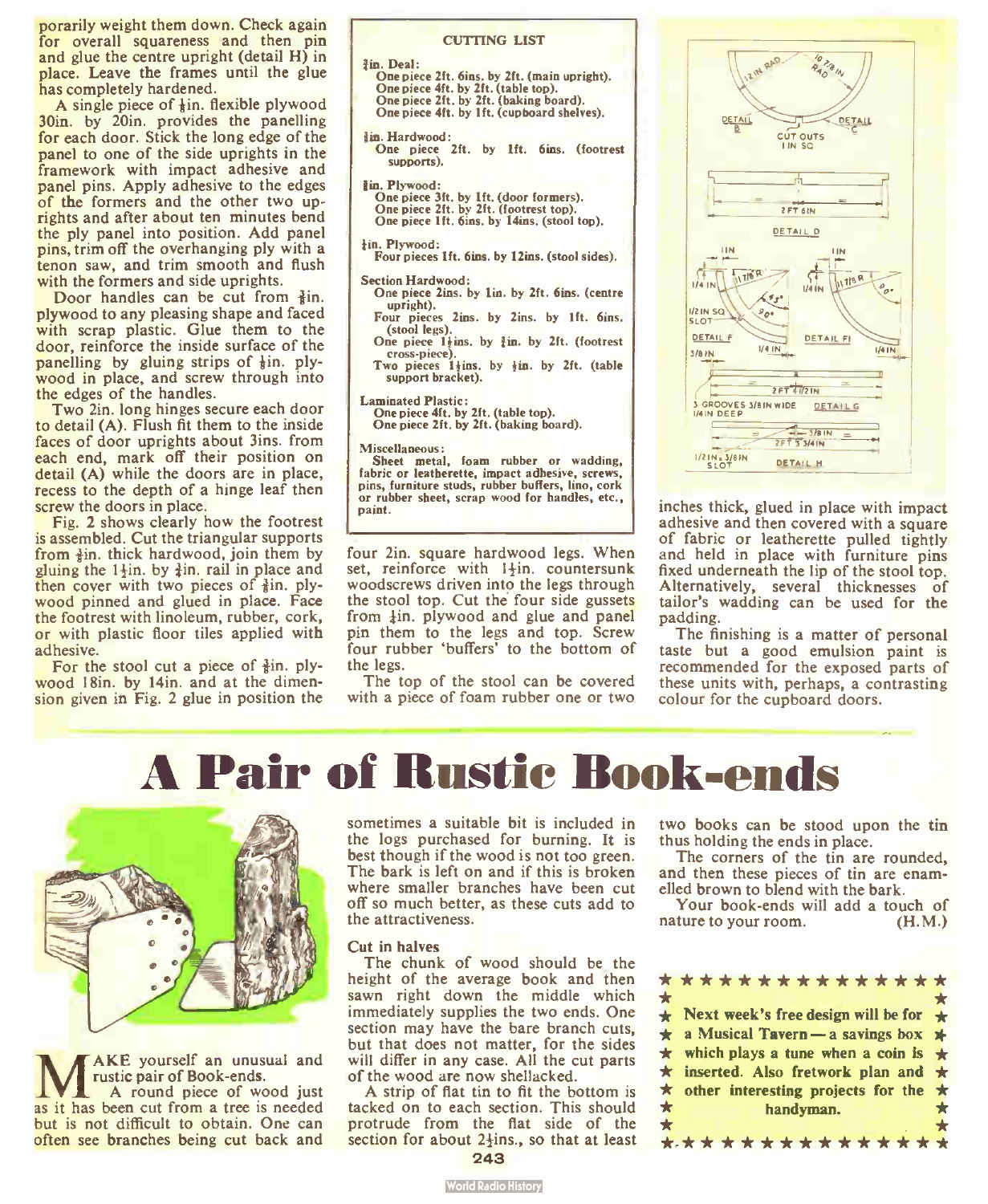porarily weight them down. Check again for overall squareness and then pin and glue the centre upright (detail H) in place. Leave the frames until the glue has completely hardened.

A single piece of ⅛in. flexible plywood 30in. by 20in. provides the panelling for each door. Stick the long edge of the panel to one of the side uprights in the framework with impact adhesive and panel pins. Apply adhesive to the edges of the formers and the other two uprights and after about ten minutes bend the ply panel into position. Add panel pins, trim off the overhanging ply with a tenon saw, and trim smooth and flush with the formers and side uprights.

Door handles can be cut from ⅜in. plywood to any pleasing shape and faced with scrap plastic. Glue them to the door, reinforce the inside surface of the panelling by gluing strips of ⅛in. plywood in place, and screw through into the edges of the handles.

Two 2in. long hinges secure each door to detail (A). Flush fit them to the inside faces of door uprights about 3ins. from each end, mark off their position on detail (A) while the doors are in place, recess to the depth of a hinge leaf then screw the doors in place.

Fig. 2 shows clearly how the footrest is assembled. Cut the triangular supports from ¾in. thick hardwood, join them by gluing the 1½in. by ¾in. rail in place and then cover with two pieces of ⅜in. plywood pinned and glued in place. Face the footrest with linoleum, rubber, cork, or with plastic floor tiles applied with adhesive.

For the stool cut a piece of ⅜in. plywood 18in. by 14in. and at the dimension given in Fig. 2 glue in position the four 2in. square hardwood legs. When set, reinforce with 1½in. countersunk woodscrews driven into the legs through the stool top. Cut the four side gussets from ¼in. plywood and glue and panel pin them to the legs and top. Screw four rubber 'buffers' to the bottom of the legs.

The top of the stool can be covered with a piece of foam rubber one or two inches thick, glued in place with impact adhesive and then covered with a square of fabric or leatherette pulled tightly and held in place with furniture pins fixed underneath the lip of the stool top. Alternatively, several thicknesses of tailor's wadding can be used for the padding.

The finishing is a matter of personal taste but a good emulsion paint is recommended for the exposed parts of these units with, perhaps, a contrasting colour for the cupboard doors.

**CUTTING LIST**

**¾in. Deal:**
One piece 2ft. 6ins. by 2ft. (main upright).
One piece 4ft. by 2ft. (table top).
One piece 2ft. by 2ft. (baking board).
One piece 4ft. by 1ft. (cupboard shelves).

**¾in. Hardwood:**
One piece 2ft. by 1ft. 6ins. (footrest supports).

**⅜in. Plywood:**
One piece 3ft. by 1ft. (door formers).
One piece 2ft. by 2ft. (footrest top).
One piece 1ft. 6ins. by 14ins. (stool top).

**¼in. Plywood:**
Four pieces 1ft. 6ins. by 12ins. (stool sides).

**Section Hardwood:**
One piece 2ins. by 1in. by 2ft. 6ins. (centre upright).
Four pieces 2ins. by 2ins. by 1ft. 6ins. (stool legs).
One piece 1½ins. by ¾in. by 2ft. (footrest cross-piece).
Two pieces 1½ins. by ½in. by 2ft. (table support bracket).

**Laminated Plastic:**
One piece 4ft. by 2ft. (table top).
One piece 2ft. by 2ft. (baking board).

**Miscellaneous:**
Sheet metal, foam rubber or wadding, fabric or leatherette, impact adhesive, screws, pins, furniture studs, rubber buffers, lino, cork or rubber sheet, scrap wood for handles, etc., paint.

12 IN RAD — 10 7/8 IN RAD — DETAIL B — CUT OUTS 1 IN SQ — DETAIL C — 2 FT 6 IN — DETAIL D — 1 IN — 1/4 IN — 11 7/8 R — 45° — 90° — 1/2 IN SQ SLOT — DETAIL F — DETAIL F1 — 3/8 IN — 2 FT 4 1/2 IN — 3 GROOVES 3/8 IN WIDE 1/4 IN DEEP — DETAIL G — 3/8 IN — 2 FT 5 3/4 IN — 1/2 IN × 3/8 IN SLOT — DETAIL H

# A Pair of Rustic Book-ends

MAKE yourself an unusual and rustic pair of Book-ends.

A round piece of wood just as it has been cut from a tree is needed but is not difficult to obtain. One can often see branches being cut back and sometimes a suitable bit is included in the logs purchased for burning. It is best though if the wood is not too green. The bark is left on and if this is broken where smaller branches have been cut off so much better, as these cuts add to the attractiveness.

### Cut in halves

The chunk of wood should be the height of the average book and then sawn right down the middle which immediately supplies the two ends. One section may have the bare branch cuts, but that does not matter, for the sides will differ in any case. All the cut parts of the wood are now shellacked.

A strip of flat tin to fit the bottom is tacked on to each section. This should protrude from the flat side of the section for about 2½ins., so that at least two books can be stood upon the tin thus holding the ends in place.

The corners of the tin are rounded, and then these pieces of tin are enamelled brown to blend with the bark.

Your book-ends will add a touch of nature to your room. (H.M.)

**Next week's free design will be for a Musical Tavern — a savings box which plays a tune when a coin is inserted. Also fretwork plan and other interesting projects for the handyman.**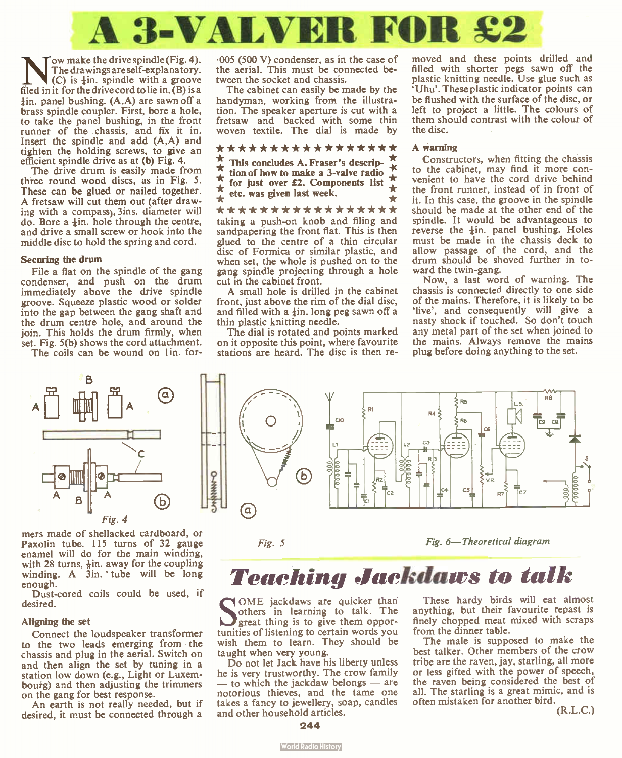# A 3-VALVER FOR £2

Now make the drive spindle (Fig. 4). The drawings are self-explanatory. (C) is ¼in. spindle with a groove filed in it for the drive cord to lie in. (B) is a ¼in. panel bushing. (A,A) are sawn off a brass spindle coupler. First, bore a hole, to take the panel bushing, in the front runner of the chassis, and fix it in. Insert the spindle and add (A,A) and tighten the holding screws, to give an efficient spindle drive as at (b) Fig. 4.

The drive drum is easily made from three round wood discs, as in Fig. 5. These can be glued or nailed together. A fretsaw will cut them out (after drawing with a compass), 3ins. diameter will do. Bore a ¼in. hole through the centre, and drive a small screw or hook into the middle disc to hold the spring and cord.

### Securing the drum

File a flat on the spindle of the gang condenser, and push on the drum immediately above the drive spindle groove. Squeeze plastic wood or solder into the gap between the gang shaft and the drum centre hole, and around the join. This holds the drum firmly, when set. Fig. 5(b) shows the cord attachment.

The coils can be wound on 1in. formers made of shellacked cardboard, or Paxolin tube. 115 turns of 32 gauge enamel will do for the main winding, with 28 turns, ¼in. away for the coupling winding. A 3in. tube will be long enough.

Dust-cored coils could be used, if desired.

### Aligning the set

Connect the loudspeaker transformer to the two leads emerging from the chassis and plug in the aerial. Switch on and then align the set by tuning in a station low down (e.g., Light or Luxembourg) and then adjusting the trimmers on the gang for best response.

An earth is not really needed, but if desired, it must be connected through a ·005 (500 V) condenser, as in the case of the aerial. This must be connected between the socket and chassis.

The cabinet can easily be made by the handyman, working from the illustration. The speaker aperture is cut with a fretsaw and backed with some thin woven textile. The dial is made by taking a push-on knob and filing and sandpapering the front flat. This is then glued to the centre of a thin circular disc of Formica or similar plastic, and when set, the whole is pushed on to the gang spindle projecting through a hole cut in the cabinet front.

**This concludes A. Fraser's description of how to make a 3-valve radio for just over £2. Components list etc. was given last week.**

A small hole is drilled in the cabinet front, just above the rim of the dial disc, and filled with a ¼in. long peg sawn off a thin plastic knitting needle.

The dial is rotated and points marked on it opposite this point, where favourite stations are heard. The disc is then removed and these points drilled and filled with shorter pegs sawn off the plastic knitting needle. Use glue such as 'Uhu'. These plastic indicator points can be flushed with the surface of the disc, or left to project a little. The colours of them should contrast with the colour of the disc.

### A warning

Constructors, when fitting the chassis to the cabinet, may find it more convenient to have the cord drive behind the front runner, instead of in front of it. In this case, the groove in the spindle should be made at the other end of the spindle. It would be advantageous to reverse the ¼in. panel bushing. Holes must be made in the chassis deck to allow passage of the cord, and the drum should be shoved further in toward the twin-gang.

Now, a last word of warning. The chassis is connected directly to one side of the mains. Therefore, it is likely to be 'live', and consequently will give a nasty shock if touched. So don't touch any metal part of the set when joined to the mains. Always remove the mains plug before doing anything to the set.

*Fig. 4*

*Fig. 5*

*Fig. 6—Theoretical diagram*

# Teaching Jackdaws to talk

Some jackdaws are quicker than others in learning to talk. The great thing is to give them opportunities of listening to certain words you wish them to learn. They should be taught when very young.

Do not let Jack have his liberty unless he is very trustworthy. The crow family — to which the jackdaw belongs — are notorious thieves, and the tame one takes a fancy to jewellery, soap, candles and other household articles.

These hardy birds will eat almost anything, but their favourite repast is finely chopped meat mixed with scraps from the dinner table.

The male is supposed to make the best talker. Other members of the crow tribe are the raven, jay, starling, all more or less gifted with the power of speech, the raven being considered the best of all. The starling is a great mimic, and is often mistaken for another bird.

(R.L.C.)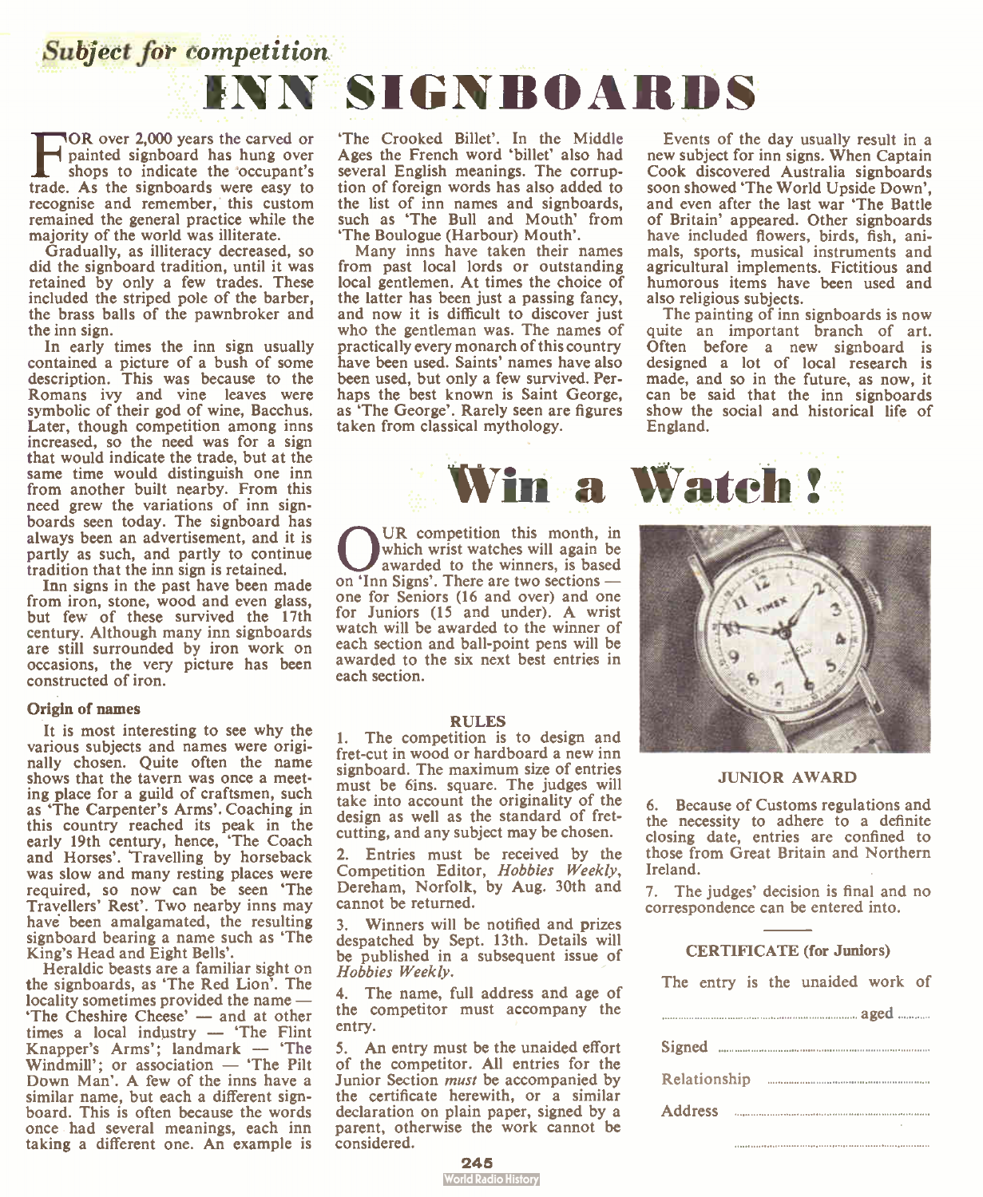*Subject for competition*

# INN SIGNBOARDS

For over 2,000 years the carved or painted signboard has hung over shops to indicate the occupant's trade. As the signboards were easy to recognise and remember, this custom remained the general practice while the majority of the world was illiterate.

Gradually, as illiteracy decreased, so did the signboard tradition, until it was retained by only a few trades. These included the striped pole of the barber, the brass balls of the pawnbroker and the inn sign.

In early times the inn sign usually contained a picture of a bush of some description. This was because to the Romans ivy and vine leaves were symbolic of their god of wine, Bacchus. Later, though competition among inns increased, so the need was for a sign that would indicate the trade, but at the same time would distinguish one inn from another built nearby. From this need grew the variations of inn signboards seen today. The signboard has always been an advertisement, and it is partly as such, and partly to continue tradition that the inn sign is retained.

Inn signs in the past have been made from iron, stone, wood and even glass, but few of these survived the 17th century. Although many inn signboards are still surrounded by iron work on occasions, the very picture has been constructed of iron.

### Origin of names

It is most interesting to see why the various subjects and names were originally chosen. Quite often the name shows that the tavern was once a meeting place for a guild of craftsmen, such as 'The Carpenter's Arms'. Coaching in this country reached its peak in the early 19th century, hence, 'The Coach and Horses'. Travelling by horseback was slow and many resting places were required, so now can be seen 'The Travellers' Rest'. Two nearby inns may have been amalgamated, the resulting signboard bearing a name such as 'The King's Head and Eight Bells'.

Heraldic beasts are a familiar sight on the signboards, as 'The Red Lion'. The locality sometimes provided the name — 'The Cheshire Cheese' — and at other times a local industry — 'The Flint Knapper's Arms'; landmark — 'The Windmill'; or association — 'The Pilt Down Man'. A few of the inns have a similar name, but each a different signboard. This is often because the words once had several meanings, each inn taking a different one. An example is 'The Crooked Billet'. In the Middle Ages the French word 'billet' also had several English meanings. The corruption of foreign words has also added to the list of inn names and signboards, such as 'The Bull and Mouth' from 'The Boulogue (Harbour) Mouth'.

Many inns have taken their names from past local lords or outstanding local gentlemen. At times the choice of the latter has been just a passing fancy, and now it is difficult to discover just who the gentleman was. The names of practically every monarch of this country have been used. Saints' names have also been used, but only a few survived. Perhaps the best known is Saint George, as 'The George'. Rarely seen are figures taken from classical mythology.

Events of the day usually result in a new subject for inn signs. When Captain Cook discovered Australia signboards soon showed 'The World Upside Down', and even after the last war 'The Battle of Britain' appeared. Other signboards have included flowers, birds, fish, animals, sports, musical instruments and agricultural implements. Fictitious and humorous items have been used and also religious subjects.

The painting of inn signboards is now quite an important branch of art. Often before a new signboard is designed a lot of local research is made, and so in the future, as now, it can be said that the inn signboards show the social and historical life of England.

# Win a Watch!

Our competition this month, in which wrist watches will again be awarded to the winners, is based on 'Inn Signs'. There are two sections — one for Seniors (16 and over) and one for Juniors (15 and under). A wrist watch will be awarded to the winner of each section and ball-point pens will be awarded to the six next best entries in each section.

### RULES

1. The competition is to design and fret-cut in wood or hardboard a new inn signboard. The maximum size of entries must be 6ins. square. The judges will take into account the originality of the design as well as the standard of fret-cutting, and any subject may be chosen.

2. Entries must be received by the Competition Editor, *Hobbies Weekly*, Dereham, Norfolk, by Aug. 30th and cannot be returned.

3. Winners will be notified and prizes despatched by Sept. 13th. Details will be published in a subsequent issue of *Hobbies Weekly*.

4. The name, full address and age of the competitor must accompany the entry.

5. An entry must be the unaided effort of the competitor. All entries for the Junior Section *must* be accompanied by the certificate herewith, or a similar declaration on plain paper, signed by a parent, otherwise the work cannot be considered.

JUNIOR AWARD

6. Because of Customs regulations and the necessity to adhere to a definite closing date, entries are confined to those from Great Britain and Northern Ireland.

7. The judges' decision is final and no correspondence can be entered into.

### CERTIFICATE (for Juniors)

The entry is the unaided work of

.................................................... aged ..........

Signed ....................................................

Relationship ..........................................

Address ....................................................

....................................................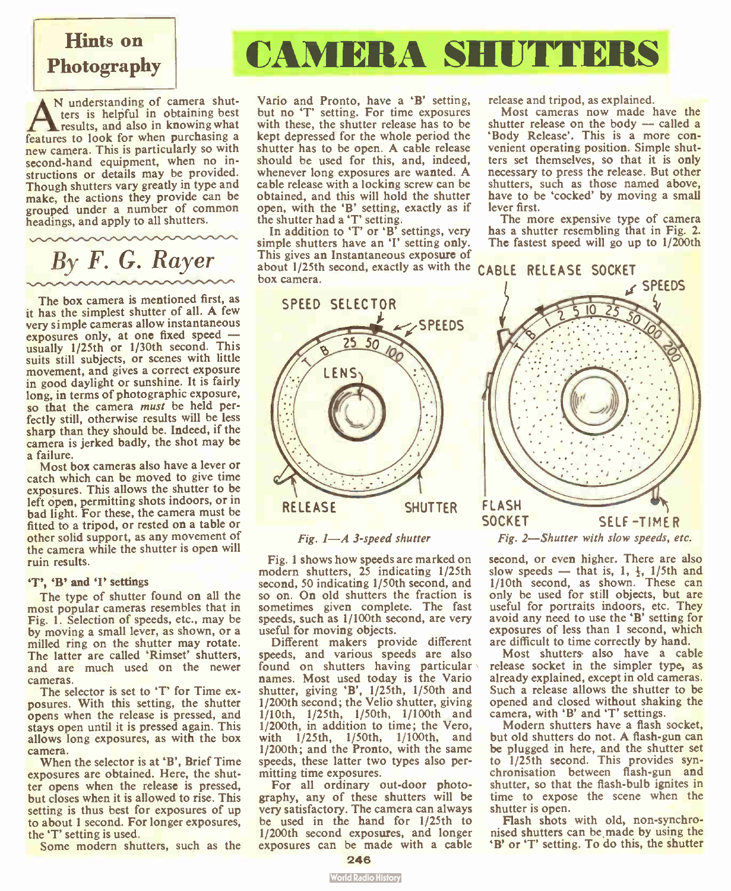Hints on Photography

# CAMERA SHUTTERS

*By F. G. Rayer*

An understanding of camera shutters is helpful in obtaining best results, and also in knowing what features to look for when purchasing a new camera. This is particularly so with second-hand equipment, when no instructions or details may be provided. Though shutters vary greatly in type and make, the actions they provide can be grouped under a number of common headings, and apply to all shutters.

The box camera is mentioned first, as it has the simplest shutter of all. A few very simple cameras allow instantaneous exposures only, at one fixed speed — usually 1/25th or 1/30th second. This suits still subjects, or scenes with little movement, and gives a correct exposure in good daylight or sunshine. It is fairly long, in terms of photographic exposure, so that the camera *must* be held perfectly still, otherwise results will be less sharp than they should be. Indeed, if the camera is jerked badly, the shot may be a failure.

Most box cameras also have a lever or catch which can be moved to give time exposures. This allows the shutter to be left open, permitting shots indoors, or in bad light. For these, the camera must be fitted to a tripod, or rested on a table or other solid support, as any movement of the camera while the shutter is open will ruin results.

### 'T', 'B' and 'I' settings

The type of shutter found on all the most popular cameras resembles that in Fig. 1. Selection of speeds, etc., may be by moving a small lever, as shown, or a milled ring on the shutter may rotate. The latter are called 'Rimset' shutters, and are much used on the newer cameras.

The selector is set to 'T' for Time exposures. With this setting, the shutter opens when the release is pressed, and stays open until it is pressed again. This allows long exposures, as with the box camera.

When the selector is at 'B', Brief Time exposures are obtained. Here, the shutter opens when the release is pressed, but closes when it is allowed to rise. This setting is thus best for exposures of up to about 1 second. For longer exposures, the 'T' setting is used.

Some modern shutters, such as the Vario and Pronto, have a 'B' setting, but no 'T' setting. For time exposures with these, the shutter release has to be kept depressed for the whole period the shutter has to be open. A cable release should be used for this, and, indeed, whenever long exposures are wanted. A cable release with a locking screw can be obtained, and this will hold the shutter open, with the 'B' setting, exactly as if the shutter had a 'T' setting.

In addition to 'T' or 'B' settings, very simple shutters have an 'I' setting only. This gives an Instantaneous exposure of about 1/25th second, exactly as with the box camera.

SPEED SELECTOR — SPEEDS — LENS — RELEASE — SHUTTER

*Fig. 1—A 3-speed shutter*

CABLE RELEASE SOCKET — SPEEDS — FLASH SOCKET — SELF-TIMER

*Fig. 2—Shutter with slow speeds, etc.*

Fig. 1 shows how speeds are marked on modern shutters, 25 indicating 1/25th second, 50 indicating 1/50th second, and so on. On old shutters the fraction is sometimes given complete. The fast speeds, such as 1/100th second, are very useful for moving objects.

Different makers provide different speeds, and various speeds are also found on shutters having particular names. Most used today is the Vario shutter, giving 'B', 1/25th, 1/50th and 1/200th second; the Velio shutter, giving 1/10th, 1/25th, 1/50th, 1/100th and 1/200th, in addition to time; the Vero, with 1/25th, 1/50th, 1/100th, and 1/200th; and the Pronto, with the same speeds, these latter two types also permitting time exposures.

For all ordinary out-door photography, any of these shutters will be very satisfactory. The camera can always be used in the hand for 1/25th to 1/200th second exposures, and longer exposures can be made with a cable release and tripod, as explained.

Most cameras now made have the shutter release on the body — called a 'Body Release'. This is a more convenient operating position. Simple shutters set themselves, so that it is only necessary to press the release. But other shutters, such as those named above, have to be 'cocked' by moving a small lever first.

The more expensive type of camera has a shutter resembling that in Fig. 2. The fastest speed will go up to 1/200th second, or even higher. There are also slow speeds — that is, 1, ½, 1/5th and 1/10th second, as shown. These can only be used for still objects, but are useful for portraits indoors, etc. They avoid any need to use the 'B' setting for exposures of less than 1 second, which are difficult to time correctly by hand.

Most shutters also have a cable release socket in the simpler type, as already explained, except in old cameras. Such a release allows the shutter to be opened and closed without shaking the camera, with 'B' and 'T' settings.

Modern shutters have a flash socket, but old shutters do not. A flash-gun can be plugged in here, and the shutter set to 1/25th second. This provides synchronisation between flash-gun and shutter, so that the flash-bulb ignites in time to expose the scene when the shutter is open.

Flash shots with old, non-synchronised shutters can be made by using the 'B' or 'T' setting. To do this, the shutter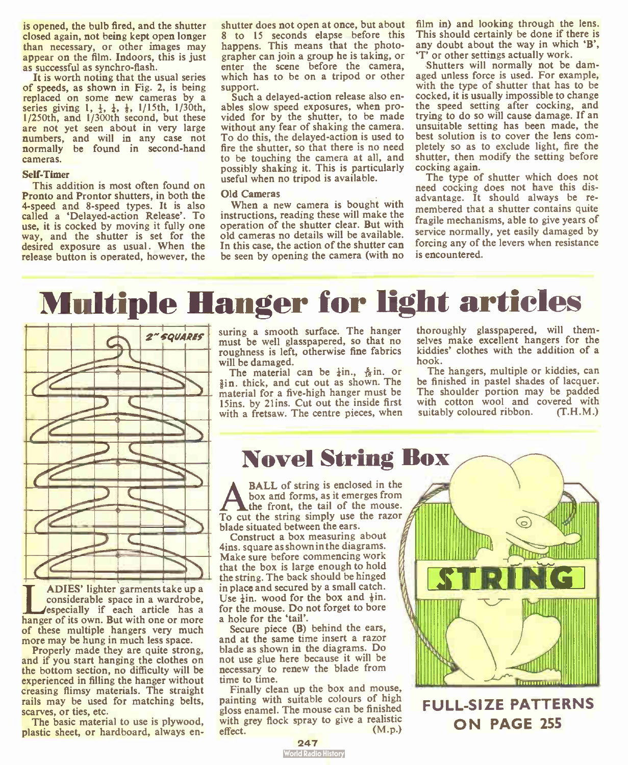is opened, the bulb fired, and the shutter closed again, not being kept open longer than necessary, or other images may appear on the film. Indoors, this is just as successful as synchro-flash.

It is worth noting that the usual series of speeds, as shown in Fig. 2, is being replaced on some new cameras by a series giving 1, ½, ¼, ⅛, 1/15th, 1/30th, 1/250th, and 1/300th second, but these are not yet seen about in very large numbers, and will in any case not normally be found in second-hand cameras.

### Self-Timer

This addition is most often found on Pronto and Prontor shutters, in both the 4-speed and 8-speed types. It is also called a 'Delayed-action Release'. To use, it is cocked by moving it fully one way, and the shutter is set for the desired exposure as usual. When the release button is operated, however, the shutter does not open at once, but about 8 to 15 seconds elapse before this happens. This means that the photographer can join a group he is taking, or enter the scene before the camera, which has to be on a tripod or other support.

Such a delayed-action release also enables slow speed exposures, when provided for by the shutter, to be made without any fear of shaking the camera. To do this, the delayed-action is used to fire the shutter, so that there is no need to be touching the camera at all, and possibly shaking it. This is particularly useful when no tripod is available.

### Old Cameras

When a new camera is bought with instructions, reading these will make the operation of the shutter clear. But with old cameras no details will be available. In this case, the action of the shutter can be seen by opening the camera (with no film in) and looking through the lens. This should certainly be done if there is any doubt about the way in which 'B', 'T' or other settings actually work.

Shutters will normally not be damaged unless force is used. For example, with the type of shutter that has to be cocked, it is usually impossible to change the speed setting after cocking, and trying to do so will cause damage. If an unsuitable setting has been made, the best solution is to cover the lens completely so as to exclude light, fire the shutter, then modify the setting before cocking again.

The type of shutter which does not need cocking does not have this disadvantage. It should always be remembered that a shutter contains quite fragile mechanisms, able to give years of service normally, yet easily damaged by forcing any of the levers when resistance is encountered.

# Multiple Hanger for light articles

2" SQUARES

LADIES' lighter garments take up a considerable space in a wardrobe, especially if each article has a hanger of its own. But with one or more of these multiple hangers very much more may be hung in much less space.

Properly made they are quite strong, and if you start hanging the clothes on the bottom section, no difficulty will be experienced in filling the hanger without creasing flimsy materials. The straight rails may be used for matching belts, scarves, or ties, etc.

The basic material to use is plywood, plastic sheet, or hardboard, always ensuring a smooth surface. The hanger must be well glasspapered, so that no roughness is left, otherwise fine fabrics will be damaged.

The material can be ¼in., $\frac{5}{16}$in. or ⅜in. thick, and cut out as shown. The material for a five-high hanger must be 15ins. by 21ins. Cut out the inside first with a fretsaw. The centre pieces, when thoroughly glasspapered, will themselves make excellent hangers for the kiddies' clothes with the addition of a hook.

The hangers, multiple or kiddies, can be finished in pastel shades of lacquer. The shoulder portion may be padded with cotton wool and covered with suitably coloured ribbon. (T.H.M.)

# Novel String Box

A BALL of string is enclosed in the box and forms, as it emerges from the front, the tail of the mouse. To cut the string simply use the razor blade situated between the ears.

Construct a box measuring about 4ins. square as shown in the diagrams. Make sure before commencing work that the box is large enough to hold the string. The back should be hinged in place and secured by a small catch. Use ¼in. wood for the box and ¼in. for the mouse. Do not forget to bore a hole for the 'tail'.

Secure piece (B) behind the ears, and at the same time insert a razor blade as shown in the diagrams. Do not use glue here because it will be necessary to renew the blade from time to time.

Finally clean up the box and mouse, painting with suitable colours of high gloss enamel. The mouse can be finished with grey flock spray to give a realistic effect. (M.p.)

STRING

**FULL-SIZE PATTERNS ON PAGE 255**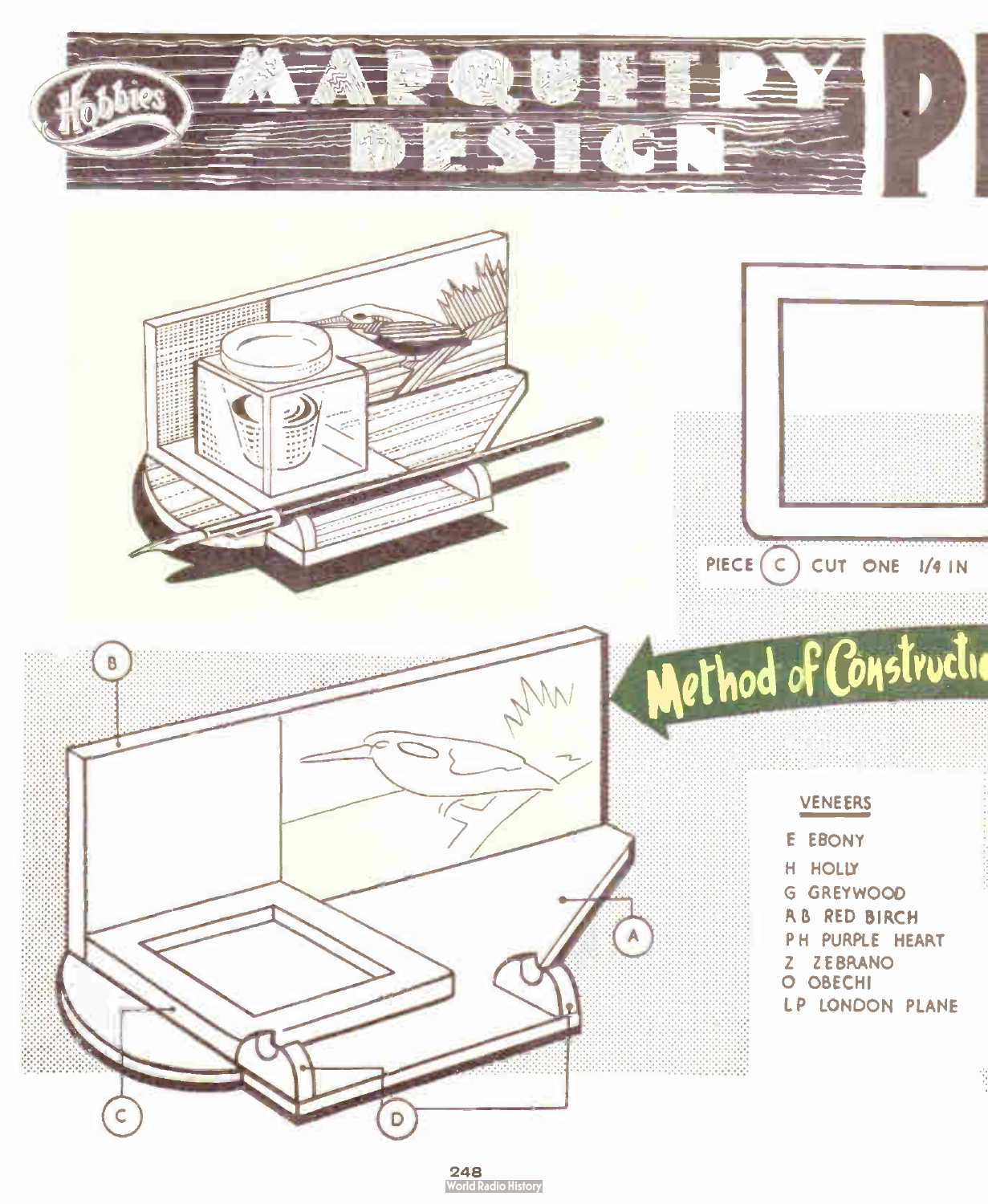# MARQUETRY DESIGN

PIECE (C) CUT ONE 1/4 IN

## Method of Construction

B

A

C

D

VENEERS

- E EBONY
- H HOLLY
- G GREYWOOD
- RB RED BIRCH
- PH PURPLE HEART
- Z ZEBRANO
- O OBECHI
- LP LONDON PLANE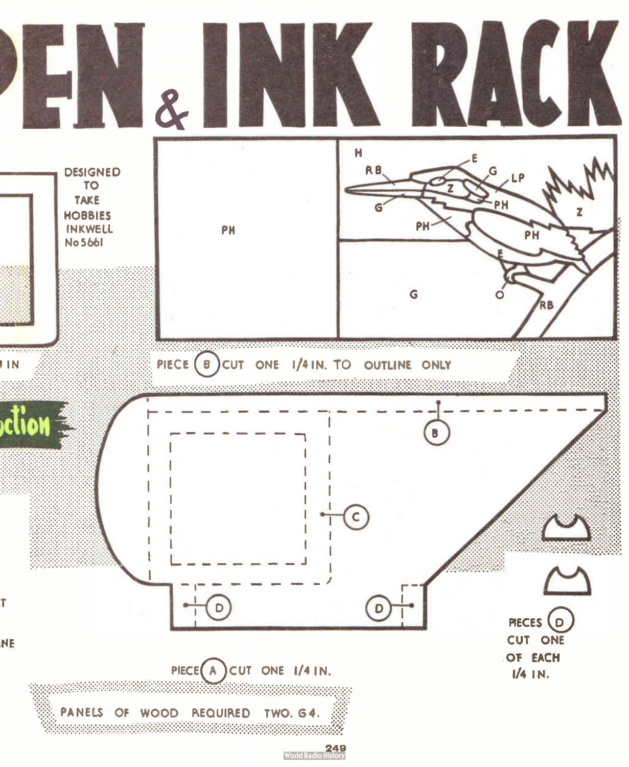# PEN & INK RACK

DESIGNED TO TAKE HOBBIES INKWELL No 5661

PH

H

RB

E

G

LP

Z

PH

G

PH

Z

PH

E

G

O

RB

PIECE (B) CUT ONE 1/4 IN. TO OUTLINE ONLY

B

C

D

D

PIECES (D) CUT ONE OF EACH 1/4 IN.

PIECE (A) CUT ONE 1/4 IN.

PANELS OF WOOD REQUIRED TWO. G4.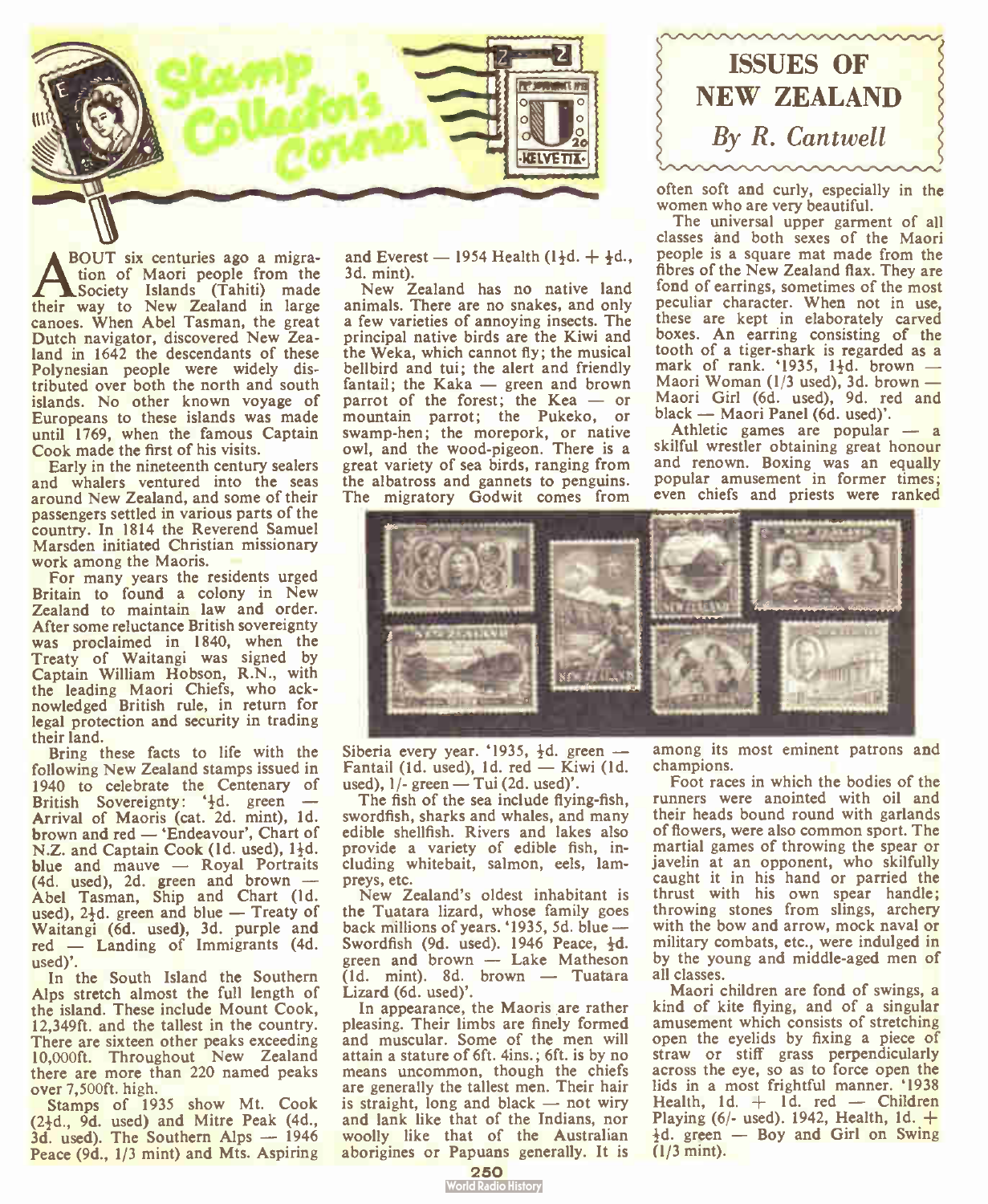# Stamp Collector's Corner

## ISSUES OF NEW ZEALAND

*By R. Cantwell*

ABOUT six centuries ago a migration of Maori people from the Society Islands (Tahiti) made their way to New Zealand in large canoes. When Abel Tasman, the great Dutch navigator, discovered New Zealand in 1642 the descendants of these Polynesian people were widely distributed over both the north and south islands. No other known voyage of Europeans to these islands was made until 1769, when the famous Captain Cook made the first of his visits.

Early in the nineteenth century sealers and whalers ventured into the seas around New Zealand, and some of their passengers settled in various parts of the country. In 1814 the Reverend Samuel Marsden initiated Christian missionary work among the Maoris.

For many years the residents urged Britain to found a colony in New Zealand to maintain law and order. After some reluctance British sovereignty was proclaimed in 1840, when the Treaty of Waitangi was signed by Captain William Hobson, R.N., with the leading Maori Chiefs, who acknowledged British rule, in return for legal protection and security in trading their land.

Bring these facts to life with the following New Zealand stamps issued in 1940 to celebrate the Centenary of British Sovereignty: '½d. green — Arrival of Maoris (cat. 2d. mint), 1d. brown and red — 'Endeavour', Chart of N.Z. and Captain Cook (1d. used), 1½d. blue and mauve — Royal Portraits (4d. used), 2d. green and brown — Abel Tasman, Ship and Chart (1d. used), 2½d. green and blue — Treaty of Waitangi (6d. used), 3d. purple and red — Landing of Immigrants (4d. used)'.

In the South Island the Southern Alps stretch almost the full length of the island. These include Mount Cook, 12,349ft. and the tallest in the country. There are sixteen other peaks exceeding 10,000ft. Throughout New Zealand there are more than 220 named peaks over 7,500ft. high.

Stamps of 1935 show Mt. Cook (2½d., 9d. used) and Mitre Peak (4d., 3d. used). The Southern Alps — 1946 Peace (9d., 1/3 mint) and Mts. Aspiring and Everest — 1954 Health (1½d. + ½d., 3d. mint).

New Zealand has no native land animals. There are no snakes, and only a few varieties of annoying insects. The principal native birds are the Kiwi and the Weka, which cannot fly; the musical bellbird and tui; the alert and friendly fantail; the Kaka — green and brown parrot of the forest; the Kea — or mountain parrot; the Pukeko, or swamp-hen; the morepork, or native owl, and the wood-pigeon. There is a great variety of sea birds, ranging from the albatross and gannets to penguins. The migratory Godwit comes from Siberia every year. '1935, ½d. green — Fantail (1d. used), 1d. red — Kiwi (1d. used), 1/- green — Tui (2d. used)'.

The fish of the sea include flying-fish, swordfish, sharks and whales, and many edible shellfish. Rivers and lakes also provide a variety of edible fish, including whitebait, salmon, eels, lampreys, etc.

New Zealand's oldest inhabitant is the Tuatara lizard, whose family goes back millions of years. '1935, 5d. blue — Swordfish (9d. used). 1946 Peace, ½d. green and brown — Lake Matheson (1d. mint). 8d. brown — Tuatara Lizard (6d. used)'.

In appearance, the Maoris are rather pleasing. Their limbs are finely formed and muscular. Some of the men will attain a stature of 6ft. 4ins.; 6ft. is by no means uncommon, though the chiefs are generally the tallest men. Their hair is straight, long and black — not wiry and lank like that of the Indians, nor woolly like that of the Australian aborigines or Papuans generally. It is often soft and curly, especially in the women who are very beautiful.

The universal upper garment of all classes and both sexes of the Maori people is a square mat made from the fibres of the New Zealand flax. They are fond of earrings, sometimes of the most peculiar character. When not in use, these are kept in elaborately carved boxes. An earring consisting of the tooth of a tiger-shark is regarded as a mark of rank. '1935, 1½d. brown — Maori Woman (1/3 used), 3d. brown — Maori Girl (6d. used), 9d. red and black — Maori Panel (6d. used)'.

Athletic games are popular — a skilful wrestler obtaining great honour and renown. Boxing was an equally popular amusement in former times; even chiefs and priests were ranked among its most eminent patrons and champions.

Foot races in which the bodies of the runners were anointed with oil and their heads bound round with garlands of flowers, were also common sport. The martial games of throwing the spear or javelin at an opponent, who skilfully caught it in his hand or parried the thrust with his own spear handle; throwing stones from slings, archery with the bow and arrow, mock naval or military combats, etc., were indulged in by the young and middle-aged men of all classes.

Maori children are fond of swings, a kind of kite flying, and of a singular amusement which consists of stretching open the eyelids by fixing a piece of straw or stiff grass perpendicularly across the eye, so as to force open the lids in a most frightful manner. '1938 Health, 1d. + 1d. red — Children Playing (6/- used). 1942, Health, 1d. + ½d. green — Boy and Girl on Swing (1/3 mint).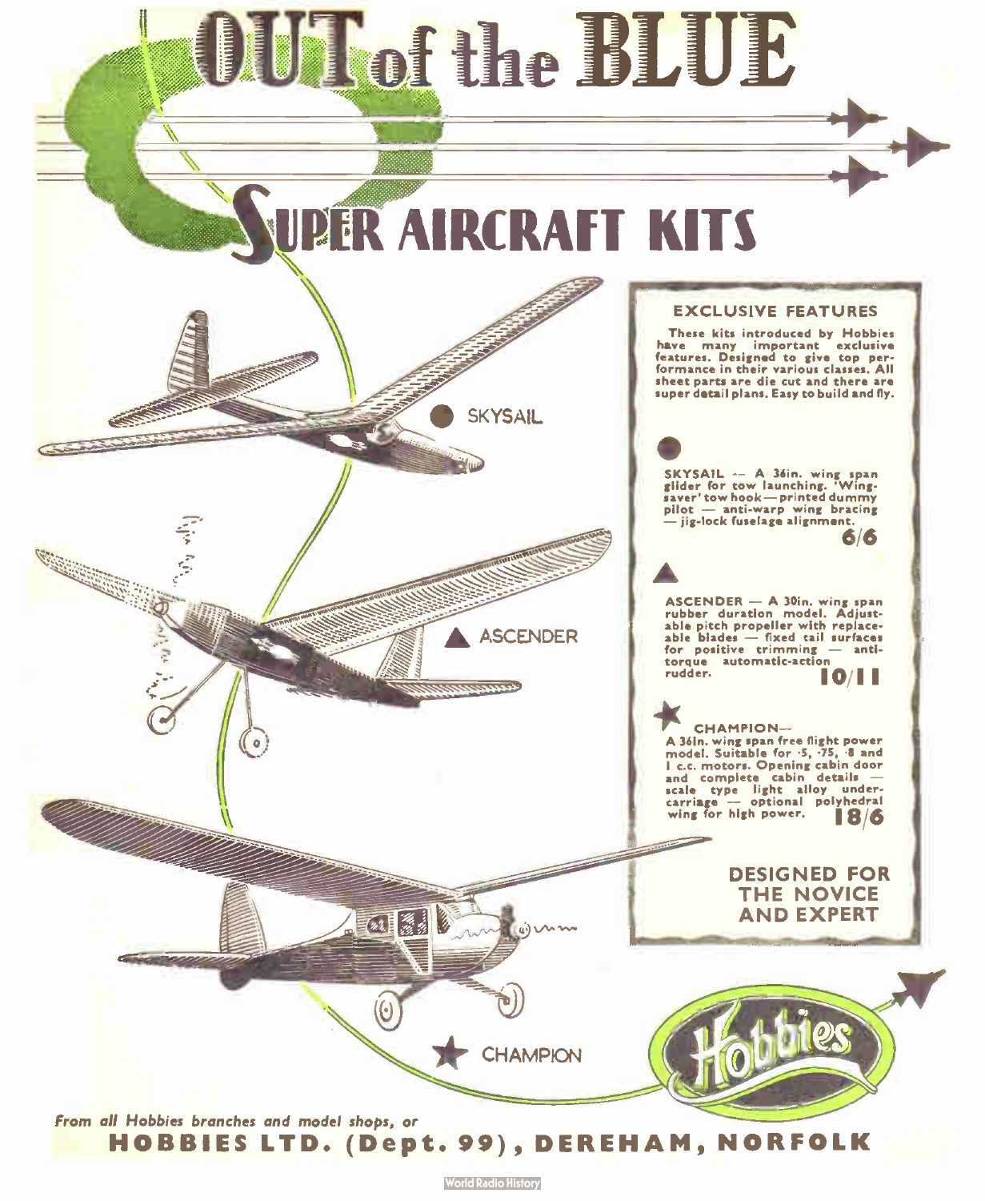# OUT of the BLUE

## SUPER AIRCRAFT KITS

SKYSAIL

ASCENDER

CHAMPION

### EXCLUSIVE FEATURES

These kits introduced by Hobbies have many important exclusive features. Designed to give top performance in their various classes. All sheet parts are die cut and there are super detail plans. Easy to build and fly.

● SKYSAIL — A 36in. wing span glider for tow launching. 'Wing-saver' tow hook — printed dummy pilot — anti-warp wing bracing — jig-lock fuselage alignment.
**6/6**

▲ ASCENDER — A 30in. wing span rubber duration model. Adjustable pitch propeller with replaceable blades — fixed tail surfaces for positive trimming — anti-torque automatic-action rudder.
**10/11**

★ CHAMPION— A 36in. wing span free flight power model. Suitable for ·5, ·75, ·8 and 1 c.c. motors. Opening cabin door and complete cabin details — scale type light alloy undercarriage — optional polyhedral wing for high power.
**18/6**

**DESIGNED FOR THE NOVICE AND EXPERT**

Hobbies

*From all Hobbies branches and model shops, or*

**HOBBIES LTD. (Dept. 99), DEREHAM, NORFOLK**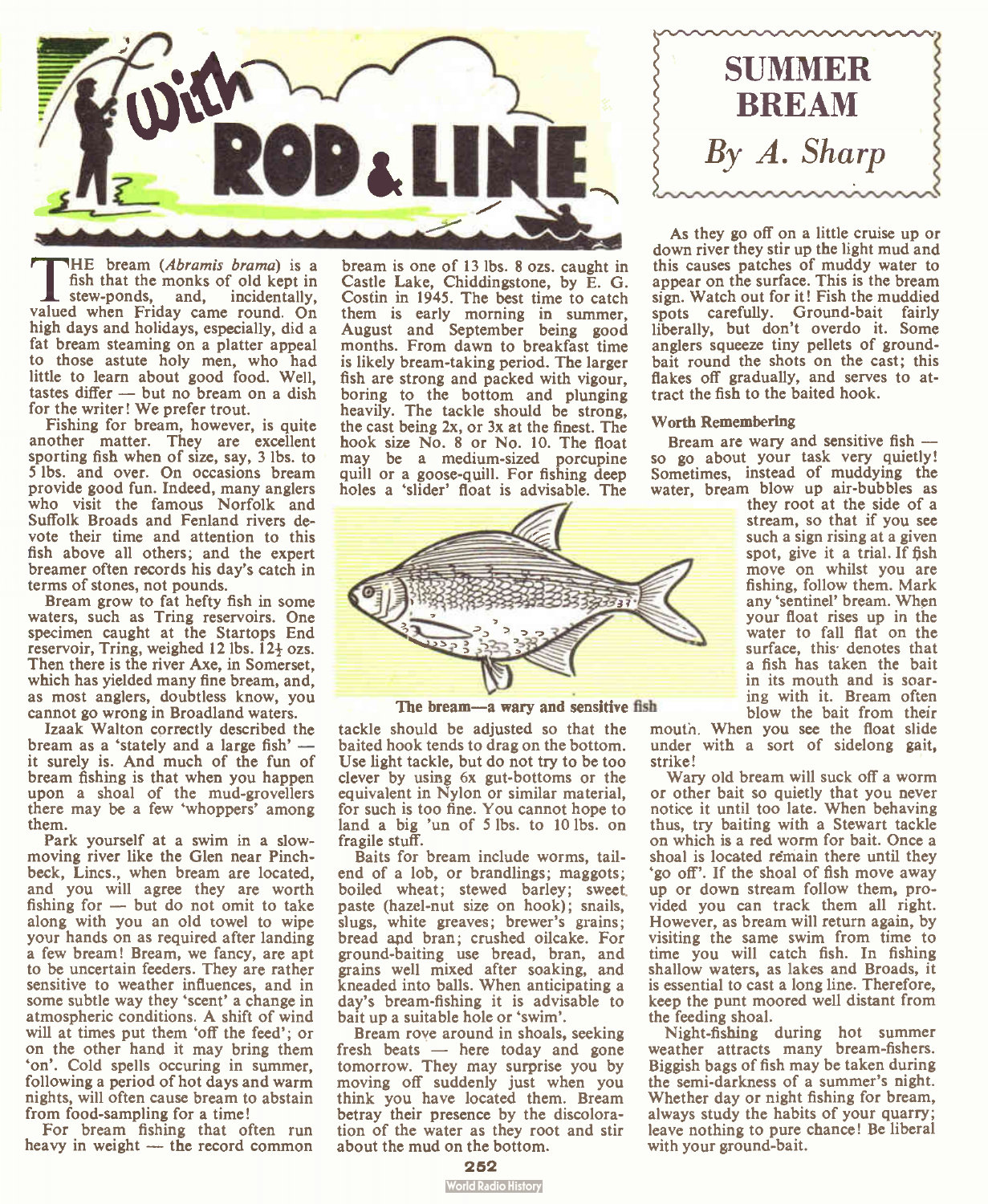# With ROD & LINE

## SUMMER BREAM

*By A. Sharp*

THE bream (*Abramis brama*) is a fish that the monks of old kept in stew-ponds, and, incidentally, valued when Friday came round. On high days and holidays, especially, did a fat bream steaming on a platter appeal to those astute holy men, who had little to learn about good food. Well, tastes differ — but no bream on a dish for the writer! We prefer trout.

Fishing for bream, however, is quite another matter. They are excellent sporting fish when of size, say, 3 lbs. to 5 lbs. and over. On occasions bream provide good fun. Indeed, many anglers who visit the famous Norfolk and Suffolk Broads and Fenland rivers devote their time and attention to this fish above all others; and the expert breamer often records his day's catch in terms of stones, not pounds.

Bream grow to fat hefty fish in some waters, such as Tring reservoirs. One specimen caught at the Startops End reservoir, Tring, weighed 12 lbs. 12½ ozs. Then there is the river Axe, in Somerset, which has yielded many fine bream, and, as most anglers, doubtless know, you cannot go wrong in Broadland waters.

Izaak Walton correctly described the bream as a 'stately and a large fish' — it surely is. And much of the fun of bream fishing is that when you happen upon a shoal of the mud-grovellers there may be a few 'whoppers' among them.

Park yourself at a swim in a slow-moving river like the Glen near Pinchbeck, Lincs., when bream are located, and you will agree they are worth fishing for — but do not omit to take along with you an old towel to wipe your hands on as required after landing a few bream! Bream, we fancy, are apt to be uncertain feeders. They are rather sensitive to weather influences, and in some subtle way they 'scent' a change in atmospheric conditions. A shift of wind will at times put them 'off the feed'; or on the other hand it may bring them 'on'. Cold spells occuring in summer, following a period of hot days and warm nights, will often cause bream to abstain from food-sampling for a time!

For bream fishing that often run heavy in weight — the record common bream is one of 13 lbs. 8 ozs. caught in Castle Lake, Chiddingstone, by E. G. Costin in 1945. The best time to catch them is early morning in summer, August and September being good months. From dawn to breakfast time is likely bream-taking period. The larger fish are strong and packed with vigour, boring to the bottom and plunging heavily. The tackle should be strong, the cast being 2x, or 3x at the finest. The hook size No. 8 or No. 10. The float may be a medium-sized porcupine quill or a goose-quill. For fishing deep holes a 'slider' float is advisable. The tackle should be adjusted so that the baited hook tends to drag on the bottom. Use light tackle, but do not try to be too clever by using 6x gut-bottoms or the equivalent in Nylon or similar material, for such is too fine. You cannot hope to land a big 'un of 5 lbs. to 10 lbs. on fragile stuff.

The bream—a wary and sensitive fish

Baits for bream include worms, tail-end of a lob, or brandlings; maggots; boiled wheat; stewed barley; sweet paste (hazel-nut size on hook); snails, slugs, white greaves; brewer's grains; bread and bran; crushed oilcake. For ground-baiting use bread, bran, and grains well mixed after soaking, and kneaded into balls. When anticipating a day's bream-fishing it is advisable to bait up a suitable hole or 'swim'.

Bream rove around in shoals, seeking fresh beats — here today and gone tomorrow. They may surprise you by moving off suddenly just when you think you have located them. Bream betray their presence by the discoloration of the water as they root and stir about the mud on the bottom.

As they go off on a little cruise up or down river they stir up the light mud and this causes patches of muddy water to appear on the surface. This is the bream sign. Watch out for it! Fish the muddied spots carefully. Ground-bait fairly liberally, but don't overdo it. Some anglers squeeze tiny pellets of ground-bait round the shots on the cast; this flakes off gradually, and serves to attract the fish to the baited hook.

### Worth Remembering

Bream are wary and sensitive fish — so go about your task very quietly! Sometimes, instead of muddying the water, bream blow up air-bubbles as they root at the side of a stream, so that if you see such a sign rising at a given spot, give it a trial. If fish move on whilst you are fishing, follow them. Mark any 'sentinel' bream. When your float rises up in the water to fall flat on the surface, this denotes that a fish has taken the bait in its mouth and is soaring with it. Bream often blow the bait from their mouth. When you see the float slide under with a sort of sidelong gait, strike!

Wary old bream will suck off a worm or other bait so quietly that you never notice it until too late. When behaving thus, try baiting with a Stewart tackle on which is a red worm for bait. Once a shoal is located remain there until they 'go off'. If the shoal of fish move away up or down stream follow them, provided you can track them all right. However, as bream will return again, by visiting the same swim from time to time you will catch fish. In fishing shallow waters, as lakes and Broads, it is essential to cast a long line. Therefore, keep the punt moored well distant from the feeding shoal.

Night-fishing during hot summer weather attracts many bream-fishers. Biggish bags of fish may be taken during the semi-darkness of a summer's night. Whether day or night fishing for bream, always study the habits of your quarry; leave nothing to pure chance! Be liberal with your ground-bait.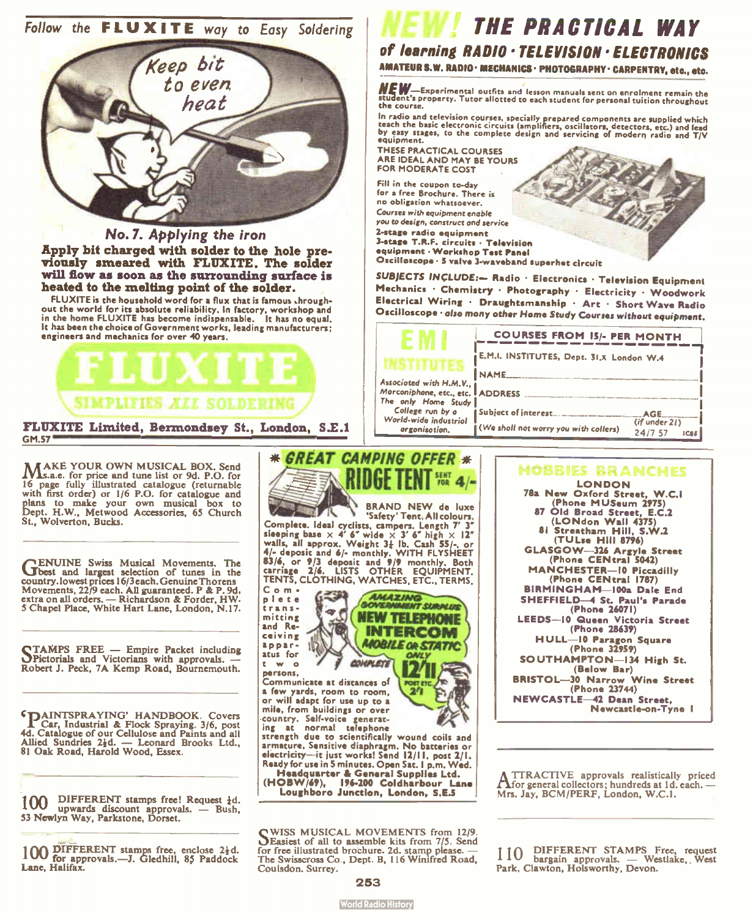## Follow the FLUXITE way to Easy Soldering

Keep bit to even heat

### No. 7. Applying the iron

**Apply bit charged with solder to the hole previously smeared with FLUXITE. The solder will flow as soon as the surrounding surface is heated to the melting point of the solder.**

FLUXITE is the household word for a flux that is famous throughout the world for its absolute reliability. In factory, workshop and in the home FLUXITE has become indispensable. It has no equal. It has been the choice of Government works, leading manufacturers; engineers and mechanics for over 40 years.

**FLUXITE**

SIMPLIFIES *ALL* SOLDERING

**FLUXITE Limited, Bermondsey St., London, S.E.1**

GM.57

---

## NEW! THE PRACTICAL WAY of learning RADIO · TELEVISION · ELECTRONICS

**AMATEUR S.W. RADIO · MECHANICS · PHOTOGRAPHY · CARPENTRY, etc., etc.**

***NEW***—Experimental outfits and lesson manuals sent on enrolment remain the student's property. Tutor allotted to each student for personal tuition throughout the course.

In radio and television courses, specially prepared components are supplied which teach the basic electronic circuits (amplifiers, oscillators, detectors, etc.) and lead by easy stages, to the complete design and servicing of modern radio and T/V equipment.

THESE PRACTICAL COURSES ARE IDEAL AND MAY BE YOURS FOR MODERATE COST

Fill in the coupon to-day for a free Brochure. There is no obligation whatsoever.

*Courses with equipment enable you to design, construct and service*

2-stage radio equipment
3-stage T.R.F. circuits · Television equipment · Workshop Test Panel
Oscilloscope · 5 valve 3-waveband superhet circuit

*SUBJECTS INCLUDE:*— Radio · Electronics · Television Equipment · Mechanics · Chemistry · Photography · Electricity · Woodwork · Electrical Wiring · Draughtsmanship · Art · Short Wave Radio · Oscilloscope · *also many other Home Study Courses without equipment.*

**EMI INSTITUTES**

*Associated with H.M.V., Marconiphone, etc., etc. The only Home Study College run by a World-wide industrial organisation.*

COURSES FROM 15/- PER MONTH

E.M.I. INSTITUTES, Dept. 31.X London W.4

NAME ..........

ADDRESS ..........

Subject of interest .......... AGE .......... (if under 21)

(We shall not worry you with callers) 24/7 57 ICSS

---

**MAKE YOUR OWN MUSICAL BOX.** Send s.a.e. for price and tune list or 9d. P.O. for 16 page fully illustrated catalogue (returnable with first order) or 1/6 P.O. for catalogue and plans to make your own musical box to Dept. H.W., Metwood Accessories, 65 Church St., Wolverton, Bucks.

---

**GENUINE** Swiss Musical Movements. The best and largest selection of tunes in the country. lowest prices 16/3 each. Genuine Thorens Movements, 22/9 each. All guaranteed. P & P. 9d. extra on all orders. — Richardson & Forder, HW. 5 Chapel Place, White Hart Lane, London, N.17.

---

**STAMPS FREE** — Empire Packet including Pictorials and Victorians with approvals. — Robert J. Peck, 7A Kemp Road, Bournemouth.

---

**'PAINTSPRAYING' HANDBOOK.** Covers Car, Industrial & Flock Spraying. 3/6, post 4d. Catalogue of our Cellulose and Paints and all Allied Sundries 2½d. — Leonard Brooks Ltd., 81 Oak Road, Harold Wood, Essex.

---

**100** DIFFERENT stamps free! Request ½d. upwards discount approvals. — Bush, 53 Newlyn Way, Parkstone, Dorset.

---

**100** DIFFERENT stamps free, enclose 2½d. for approvals.—J. Gledhill, 85 Paddock Lane, Halifax.

---

## * GREAT CAMPING OFFER *

**RIDGE TENT** SENT FOR 4/-

BRAND NEW de luxe 'Safety' Tent. All colours. Complete. Ideal cyclists, campers. Length 7' 3" sleeping base × 4' 6" wide × 3' 6" high × 12" walls, all approx. Weight 3½ lb. Cash 55/-, or 4/- deposit and 6/- monthly. WITH FLYSHEET 83/6, or 9/3 deposit and 9/9 monthly. Both carriage 2/6. LISTS OTHER EQUIPMENT. TENTS, CLOTHING, WATCHES, ETC., TERMS.

**AMAZING GOVERNMENT SURPLUS NEW TELEPHONE INTERCOM MOBILE OR STATIC** ONLY COMPLETE **12/11** POST ETC. 2/1

Complete transmitting and Receiving apparatus for two persons. Communicate at distances of a few yards, room to room, or will adapt for use up to a mile, from buildings or over country. Self-voice generating at normal telephone strength due to scientifically wound coils and armature. Sensitive diaphragm. No batteries or electricity—it just works! Send 12/11, post 2/1. Ready for use in 5 minutes. Open Sat. 1 p.m. Wed.

**Headquarter & General Supplies Ltd.**
**(HOBW/69), 196-200 Coldharbour Lane Loughboro Junction, London, S.E.5**

---

**SWISS MUSICAL MOVEMENTS** from 12/9. Easiest of all to assemble kits from 7/5. Send for free illustrated brochure. 2d. stamp please. — The Swisscross Co., Dept. B, 116 Winifred Road, Coulsdon, Surrey.

---

## HOBBIES BRANCHES

**LONDON**
**78a New Oxford Street, W.C.1** (Phone MUSeum 2975)
**87 Old Broad Street, E.C.2** (LONdon Wall 4375)
**81 Streatham Hill, S.W.2** (TULse Hill 8796)
**GLASGOW—326 Argyle Street** (Phone CENtral 5042)
**MANCHESTER—10 Piccadilly** (Phone CENtral 1787)
**BIRMINGHAM—100a Dale End**
**SHEFFIELD—4 St. Paul's Parade** (Phone 26071)
**LEEDS—10 Queen Victoria Street** (Phone 28639)
**HULL—10 Paragon Square** (Phone 32959)
**SOUTHAMPTON—134 High St.** (Below Bar)
**BRISTOL—30 Narrow Wine Street** (Phone 23744)
**NEWCASTLE—42 Dean Street, Newcastle-on-Tyne 1**

---

**ATTRACTIVE** approvals realistically priced for general collectors; hundreds at 1d. each. — Mrs. Jay, BCM/PERF, London, W.C.1.

---

**110** DIFFERENT STAMPS Free, request bargain approvals. — Westlake, West Park, Clawton, Holsworthy, Devon.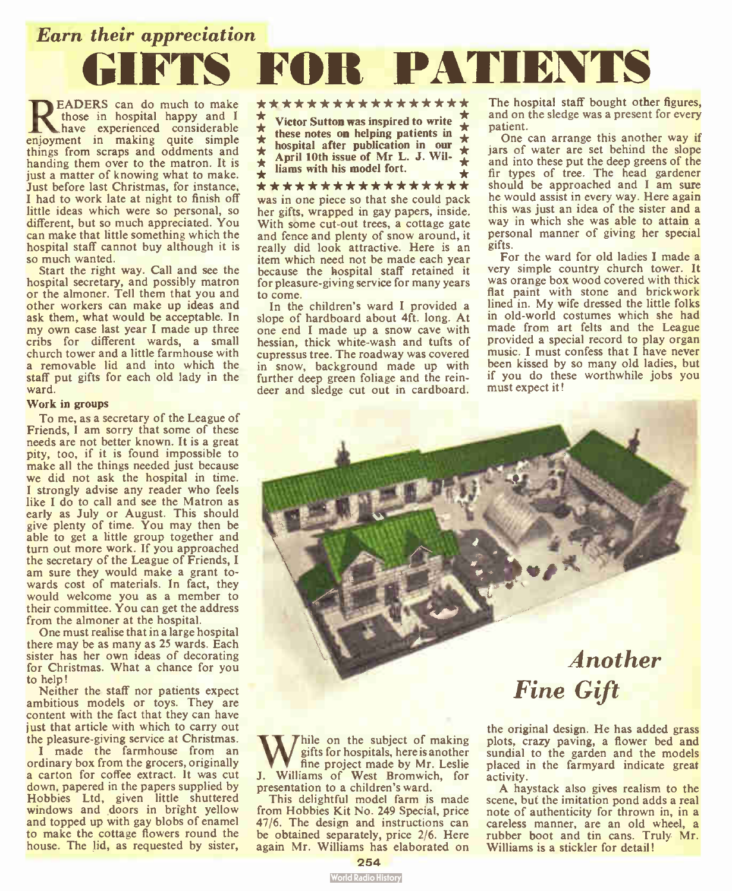*Earn their appreciation*

# GIFTS FOR PATIENTS

READERS can do much to make those in hospital happy and I have experienced considerable enjoyment in making quite simple things from scraps and oddments and handing them over to the matron. It is just a matter of knowing what to make. Just before last Christmas, for instance, I had to work late at night to finish off little ideas which were so personal, so different, but so much appreciated. You can make that little something which the hospital staff cannot buy although it is so much wanted.

Start the right way. Call and see the hospital secretary, and possibly matron or the almoner. Tell them that you and other workers can make up ideas and ask them, what would be acceptable. In my own case last year I made up three cribs for different wards, a small church tower and a little farmhouse with a removable lid and into which the staff put gifts for each old lady in the ward.

### Work in groups

To me, as a secretary of the League of Friends, I am sorry that some of these needs are not better known. It is a great pity, too, if it is found impossible to make all the things needed just because we did not ask the hospital in time. I strongly advise any reader who feels like I do to call and see the Matron as early as July or August. This should give plenty of time. You may then be able to get a little group together and turn out more work. If you approached the secretary of the League of Friends, I am sure they would make a grant towards cost of materials. In fact, they would welcome you as a member to their committee. You can get the address from the almoner at the hospital.

One must realise that in a large hospital there may be as many as 25 wards. Each sister has her own ideas of decorating for Christmas. What a chance for you to help!

Neither the staff nor patients expect ambitious models or toys. They are content with the fact that they can have just that article with which to carry out the pleasure-giving service at Christmas.

I made the farmhouse from an ordinary box from the grocers, originally a carton for coffee extract. It was cut down, papered in the papers supplied by Hobbies Ltd, given little shuttered windows and doors in bright yellow and topped up with gay blobs of enamel to make the cottage flowers round the house. The lid, as requested by sister, was in one piece so that she could pack her gifts, wrapped in gay papers, inside. With some cut-out trees, a cottage gate and fence and plenty of snow around, it really did look attractive. Here is an item which need not be made each year because the hospital staff retained it for pleasure-giving service for many years to come.

**Victor Sutton was inspired to write these notes on helping patients in hospital after publication in our April 10th issue of Mr L. J. Williams with his model fort.**

In the children's ward I provided a slope of hardboard about 4ft. long. At one end I made up a snow cave with hessian, thick white-wash and tufts of cupressus tree. The roadway was covered in snow, background made up with further deep green foliage and the reindeer and sledge cut out in cardboard. The hospital staff bought other figures, and on the sledge was a present for every patient.

One can arrange this another way if jars of water are set behind the slope and into these put the deep greens of the fir types of tree. The head gardener should be approached and I am sure he would assist in every way. Here again this was just an idea of the sister and a way in which she was able to attain a personal manner of giving her special gifts.

For the ward for old ladies I made a very simple country church tower. It was orange box wood covered with thick flat paint with stone and brickwork lined in. My wife dressed the little folks in old-world costumes which she had made from art felts and the League provided a special record to play organ music. I must confess that I have never been kissed by so many old ladies, but if you do these worthwhile jobs you must expect it!

## *Another Fine Gift*

While on the subject of making gifts for hospitals, here is another fine project made by Mr. Leslie J. Williams of West Bromwich, for presentation to a children's ward.

This delightful model farm is made from Hobbies Kit No. 249 Special, price 47/6. The design and instructions can be obtained separately, price 2/6. Here again Mr. Williams has elaborated on the original design. He has added grass plots, crazy paving, a flower bed and sundial to the garden and the models placed in the farmyard indicate great activity.

A haystack also gives realism to the scene, but the imitation pond adds a real note of authenticity for thrown in, in a careless manner, are an old wheel, a rubber boot and tin cans. Truly Mr. Williams is a stickler for detail!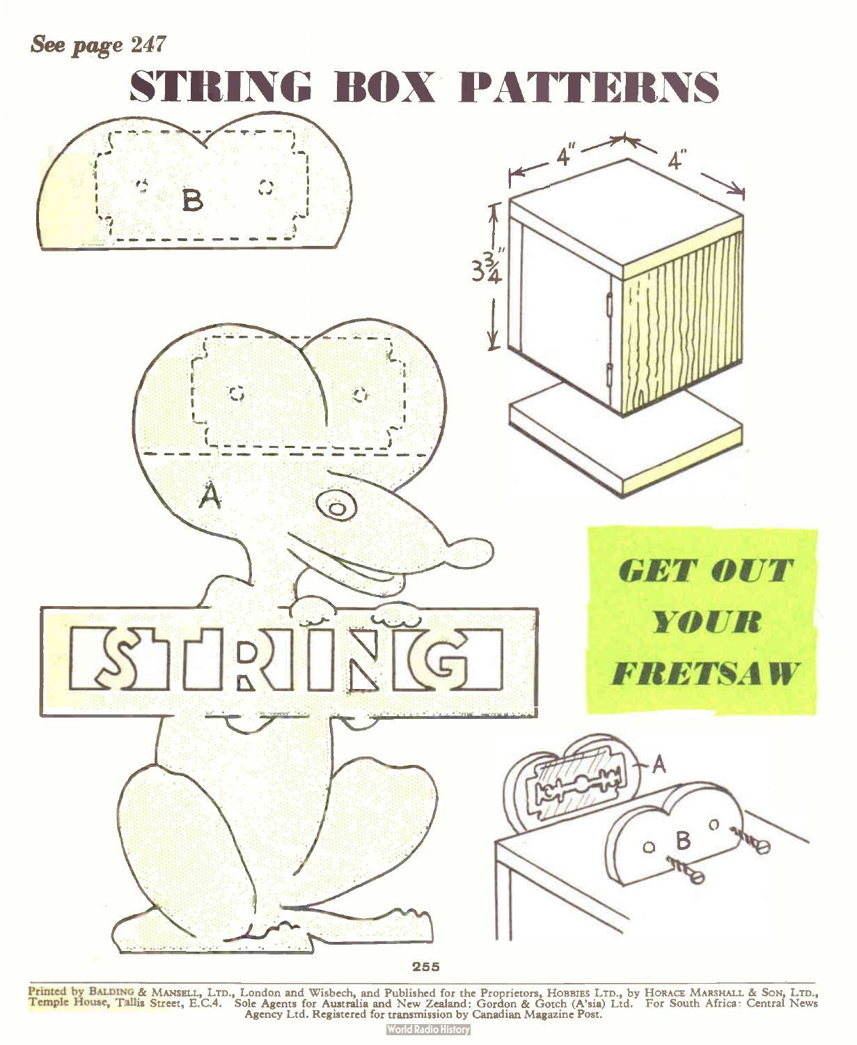*See page 247*

# STRING BOX PATTERNS

**GET OUT YOUR FRETSAW**

Printed by BALDING & MANSELL, LTD., London and Wisbech, and Published for the Proprietors, HOBBIES LTD., by HORACE MARSHALL & SON, LTD., Temple House, Tallis Street, E.C.4. Sole Agents for Australia and New Zealand: Gordon & Gotch (A'sia) Ltd. For South Africa: Central News Agency Ltd. Registered for transmission by Canadian Magazine Post.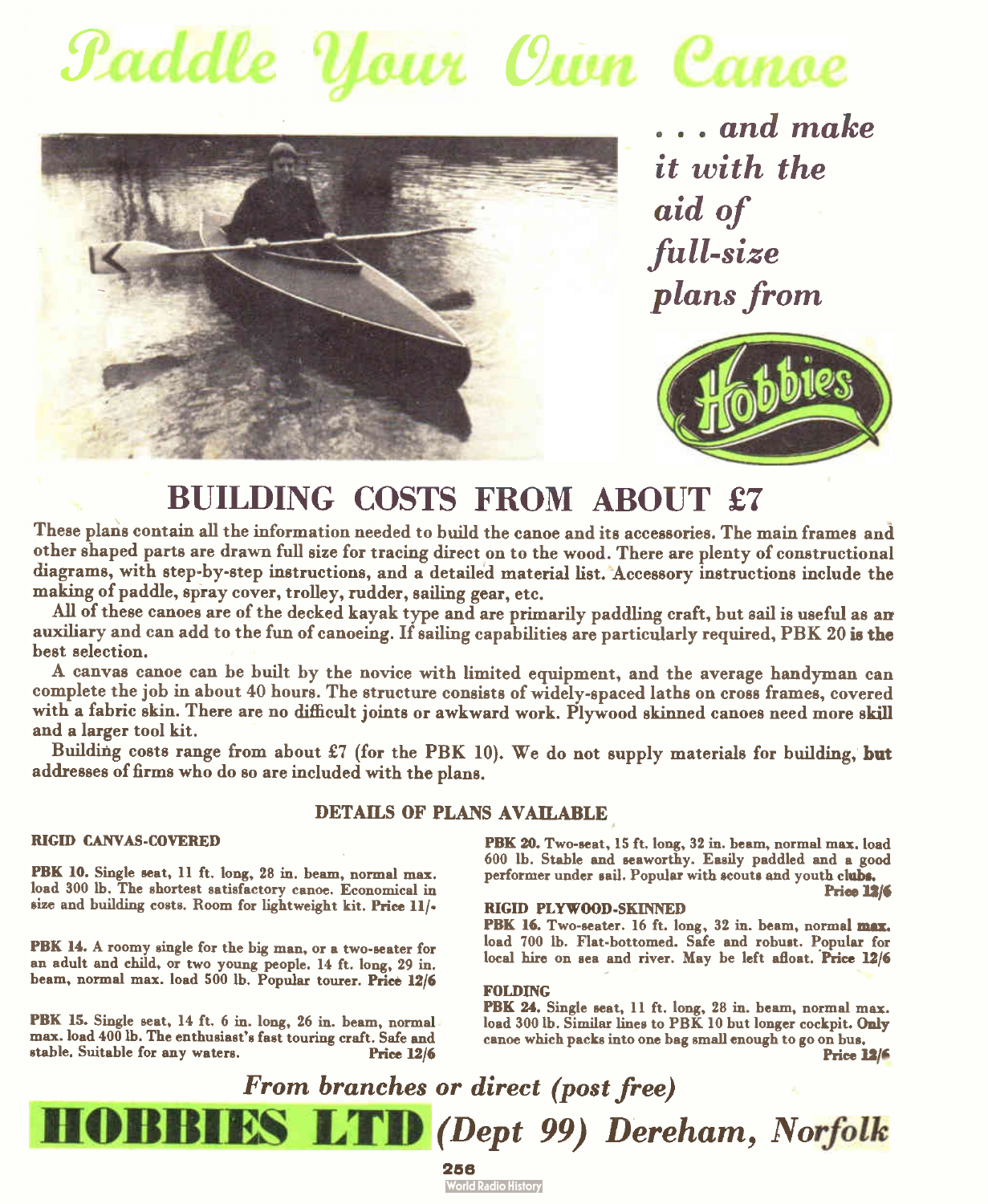# Paddle Your Own Canoe

*. . . and make it with the aid of full-size plans from*

Hobbies

## BUILDING COSTS FROM ABOUT £7

These plans contain all the information needed to build the canoe and its accessories. The main frames and other shaped parts are drawn full size for tracing direct on to the wood. There are plenty of constructional diagrams, with step-by-step instructions, and a detailed material list. Accessory instructions include the making of paddle, spray cover, trolley, rudder, sailing gear, etc.

All of these canoes are of the decked kayak type and are primarily paddling craft, but sail is useful as an auxiliary and can add to the fun of canoeing. If sailing capabilities are particularly required, PBK 20 **is the** best selection.

A canvas canoe can be built by the novice with limited equipment, and the average handyman can complete the job in about 40 hours. The structure consists of widely-spaced laths on cross frames, covered with a fabric skin. There are no difficult joints or awkward work. Plywood skinned canoes need more skill and a larger tool kit.

Building costs range from about £7 (for the PBK 10). We do not supply materials for building, **but** addresses of firms who do so are included with the plans.

### DETAILS OF PLANS AVAILABLE

**RIGID CANVAS-COVERED**

**PBK 10.** Single seat, 11 ft. long, 28 in. beam, normal max. load 300 lb. The shortest satisfactory canoe. Economical in size and building costs. Room for lightweight kit. **Price 11/-**

**PBK 14.** A roomy single for the big man, or a two-seater for an adult and child, or two young people. 14 ft. long, 29 in. beam, normal max. load 500 lb. Popular tourer. **Price 12/6**

**PBK 15.** Single seat, 14 ft. 6 in. long, 26 in. beam, normal max. load 400 lb. The enthusiast's fast touring craft. Safe and stable. Suitable for any waters. **Price 12/6**

**PBK 20.** Two-seat, 15 ft. long, 32 in. beam, normal max. load 600 lb. Stable and seaworthy. Easily paddled and a good performer under sail. Popular with scouts and youth clubs. **Price 12/6**

**RIGID PLYWOOD-SKINNED**

**PBK 16.** Two-seater. 16 ft. long, 32 in. beam, normal max. load 700 lb. Flat-bottomed. Safe and robust. Popular for local hire on sea and river. May be left afloat. **Price 12/6**

**FOLDING**

**PBK 24.** Single seat, 11 ft. long, 28 in. beam, normal max. load 300 lb. Similar lines to PBK 10 but longer cockpit. **Only** canoe which packs into one bag small enough to go on bus. **Price 12/6**

*From branches or direct (post free)*

**HOBBIES LTD** *(Dept 99) Dereham, Norfolk*